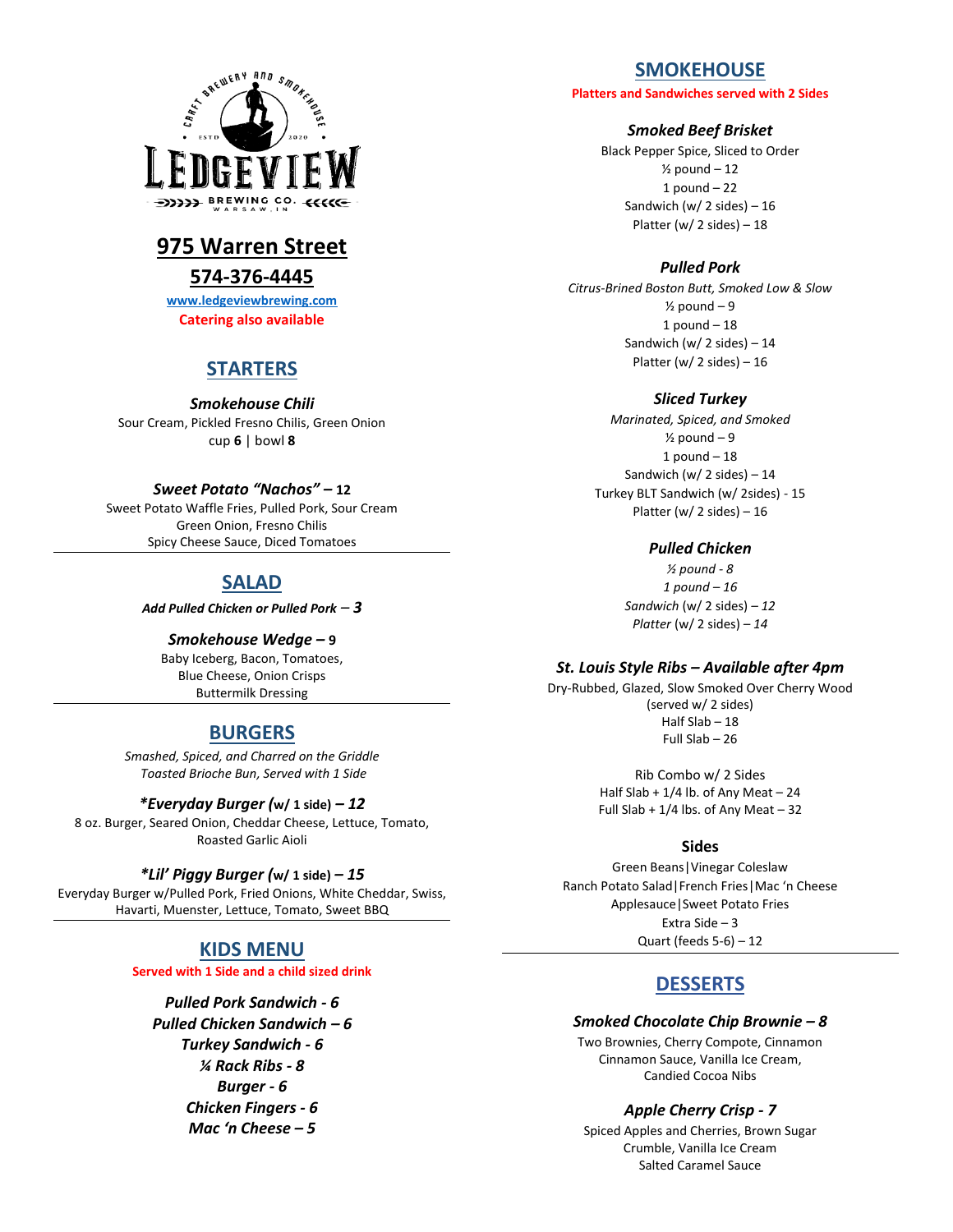LEDGEVIEW
CRAFT BREWERY AND SMOKEHOUSE
ESTD 2020
BREWING CO.
WARSAW, IN

# 975 Warren Street

# 574-376-4445

www.ledgeviewbrewing.com

**Catering also available**

## STARTERS

***Smokehouse Chili***
Sour Cream, Pickled Fresno Chilis, Green Onion
cup **6** | bowl **8**

***Sweet Potato "Nachos" – 12***
Sweet Potato Waffle Fries, Pulled Pork, Sour Cream
Green Onion, Fresno Chilis
Spicy Cheese Sauce, Diced Tomatoes

## SALAD

***Add Pulled Chicken or Pulled Pork – 3***

***Smokehouse Wedge – 9***
Baby Iceberg, Bacon, Tomatoes,
Blue Cheese, Onion Crisps
Buttermilk Dressing

## BURGERS

*Smashed, Spiced, and Charred on the Griddle*
*Toasted Brioche Bun, Served with 1 Side*

***\*Everyday Burger (w/ 1 side) – 12***
8 oz. Burger, Seared Onion, Cheddar Cheese, Lettuce, Tomato,
Roasted Garlic Aioli

***\*Lil' Piggy Burger (w/ 1 side) – 15***
Everyday Burger w/Pulled Pork, Fried Onions, White Cheddar, Swiss,
Havarti, Muenster, Lettuce, Tomato, Sweet BBQ

## KIDS MENU

**Served with 1 Side and a child sized drink**

***Pulled Pork Sandwich - 6***
***Pulled Chicken Sandwich – 6***
***Turkey Sandwich - 6***
***¼ Rack Ribs - 8***
***Burger - 6***
***Chicken Fingers - 6***
***Mac 'n Cheese – 5***

## SMOKEHOUSE

**Platters and Sandwiches served with 2 Sides**

***Smoked Beef Brisket***
Black Pepper Spice, Sliced to Order
½ pound – 12
1 pound – 22
Sandwich (w/ 2 sides) – 16
Platter (w/ 2 sides) – 18

***Pulled Pork***
*Citrus-Brined Boston Butt, Smoked Low & Slow*
½ pound – 9
1 pound – 18
Sandwich (w/ 2 sides) – 14
Platter (w/ 2 sides) – 16

***Sliced Turkey***
*Marinated, Spiced, and Smoked*
½ pound – 9
1 pound – 18
Sandwich (w/ 2 sides) – 14
Turkey BLT Sandwich (w/ 2sides) - 15
Platter (w/ 2 sides) – 16

***Pulled Chicken***
*½ pound - 8*
*1 pound – 16*
*Sandwich* (w/ 2 sides) *– 12*
*Platter* (w/ 2 sides) *– 14*

***St. Louis Style Ribs – Available after 4pm***
Dry-Rubbed, Glazed, Slow Smoked Over Cherry Wood
(served w/ 2 sides)
Half Slab – 18
Full Slab – 26

Rib Combo w/ 2 Sides
Half Slab + 1/4 lb. of Any Meat – 24
Full Slab + 1/4 lbs. of Any Meat – 32

### Sides

Green Beans|Vinegar Coleslaw
Ranch Potato Salad|French Fries|Mac 'n Cheese
Applesauce|Sweet Potato Fries
Extra Side – 3
Quart (feeds 5-6) – 12

## DESSERTS

***Smoked Chocolate Chip Brownie – 8***
Two Brownies, Cherry Compote, Cinnamon
Cinnamon Sauce, Vanilla Ice Cream,
Candied Cocoa Nibs

***Apple Cherry Crisp - 7***
Spiced Apples and Cherries, Brown Sugar
Crumble, Vanilla Ice Cream
Salted Caramel Sauce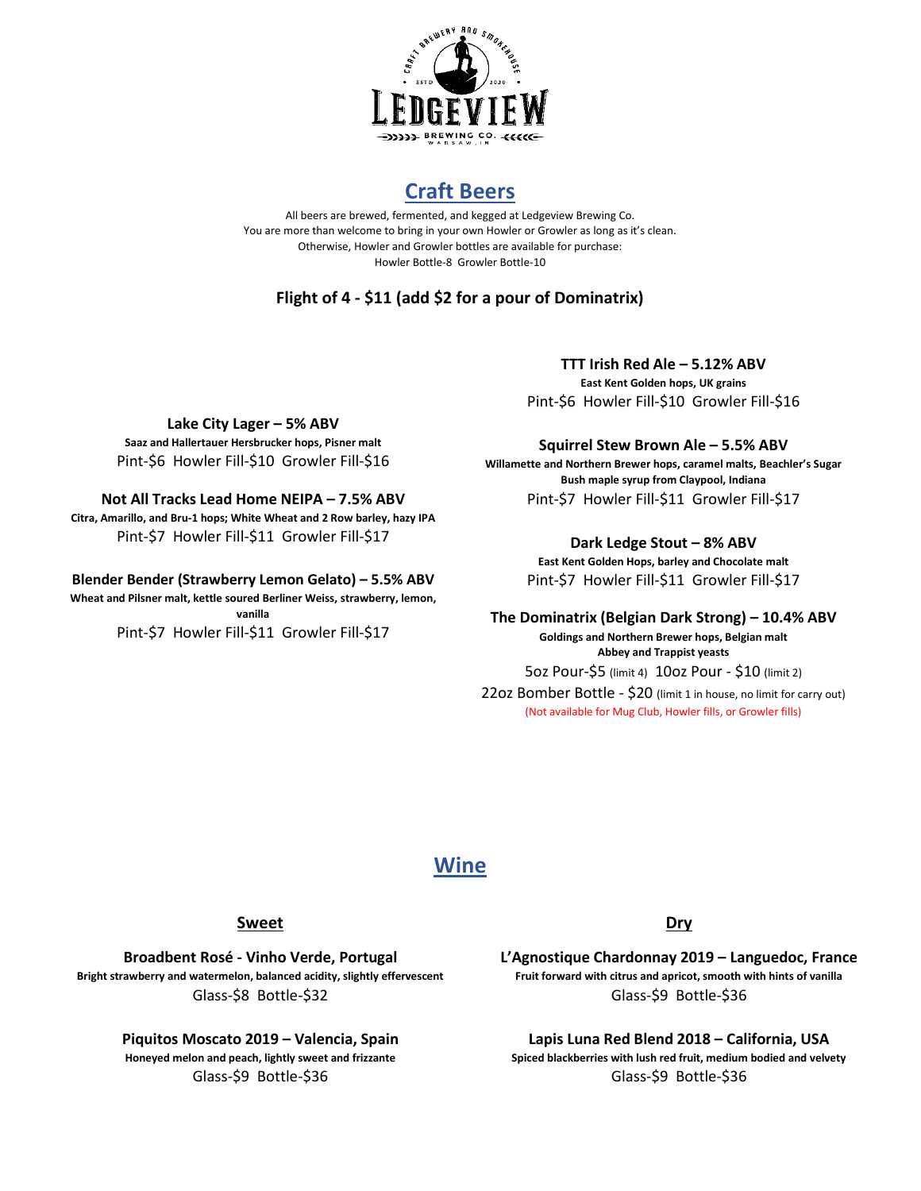## Craft Beers

All beers are brewed, fermented, and kegged at Ledgeview Brewing Co.
You are more than welcome to bring in your own Howler or Growler as long as it's clean.
Otherwise, Howler and Growler bottles are available for purchase:
Howler Bottle-8 Growler Bottle-10

**Flight of 4 - $11 (add $2 for a pour of Dominatrix)**

**Lake City Lager – 5% ABV**
**Saaz and Hallertauer Hersbrucker hops, Pisner malt**
Pint-$6 Howler Fill-$10 Growler Fill-$16

**Not All Tracks Lead Home NEIPA – 7.5% ABV**
**Citra, Amarillo, and Bru-1 hops; White Wheat and 2 Row barley, hazy IPA**
Pint-$7 Howler Fill-$11 Growler Fill-$17

**Blender Bender (Strawberry Lemon Gelato) – 5.5% ABV**
**Wheat and Pilsner malt, kettle soured Berliner Weiss, strawberry, lemon, vanilla**
Pint-$7 Howler Fill-$11 Growler Fill-$17

**TTT Irish Red Ale – 5.12% ABV**
**East Kent Golden hops, UK grains**
Pint-$6 Howler Fill-$10 Growler Fill-$16

**Squirrel Stew Brown Ale – 5.5% ABV**
**Willamette and Northern Brewer hops, caramel malts, Beachler's Sugar Bush maple syrup from Claypool, Indiana**
Pint-$7 Howler Fill-$11 Growler Fill-$17

**Dark Ledge Stout – 8% ABV**
**East Kent Golden Hops, barley and Chocolate malt**
Pint-$7 Howler Fill-$11 Growler Fill-$17

**The Dominatrix (Belgian Dark Strong) – 10.4% ABV**
**Goldings and Northern Brewer hops, Belgian malt**
**Abbey and Trappist yeasts**
5oz Pour-$5 (limit 4) 10oz Pour - $10 (limit 2)
22oz Bomber Bottle - $20 (limit 1 in house, no limit for carry out)
(Not available for Mug Club, Howler fills, or Growler fills)

## Wine

### Sweet

**Broadbent Rosé - Vinho Verde, Portugal**
**Bright strawberry and watermelon, balanced acidity, slightly effervescent**
Glass-$8 Bottle-$32

**Piquitos Moscato 2019 – Valencia, Spain**
**Honeyed melon and peach, lightly sweet and frizzante**
Glass-$9 Bottle-$36

### Dry

**L'Agnostique Chardonnay 2019 – Languedoc, France**
**Fruit forward with citrus and apricot, smooth with hints of vanilla**
Glass-$9 Bottle-$36

**Lapis Luna Red Blend 2018 – California, USA**
**Spiced blackberries with lush red fruit, medium bodied and velvety**
Glass-$9 Bottle-$36